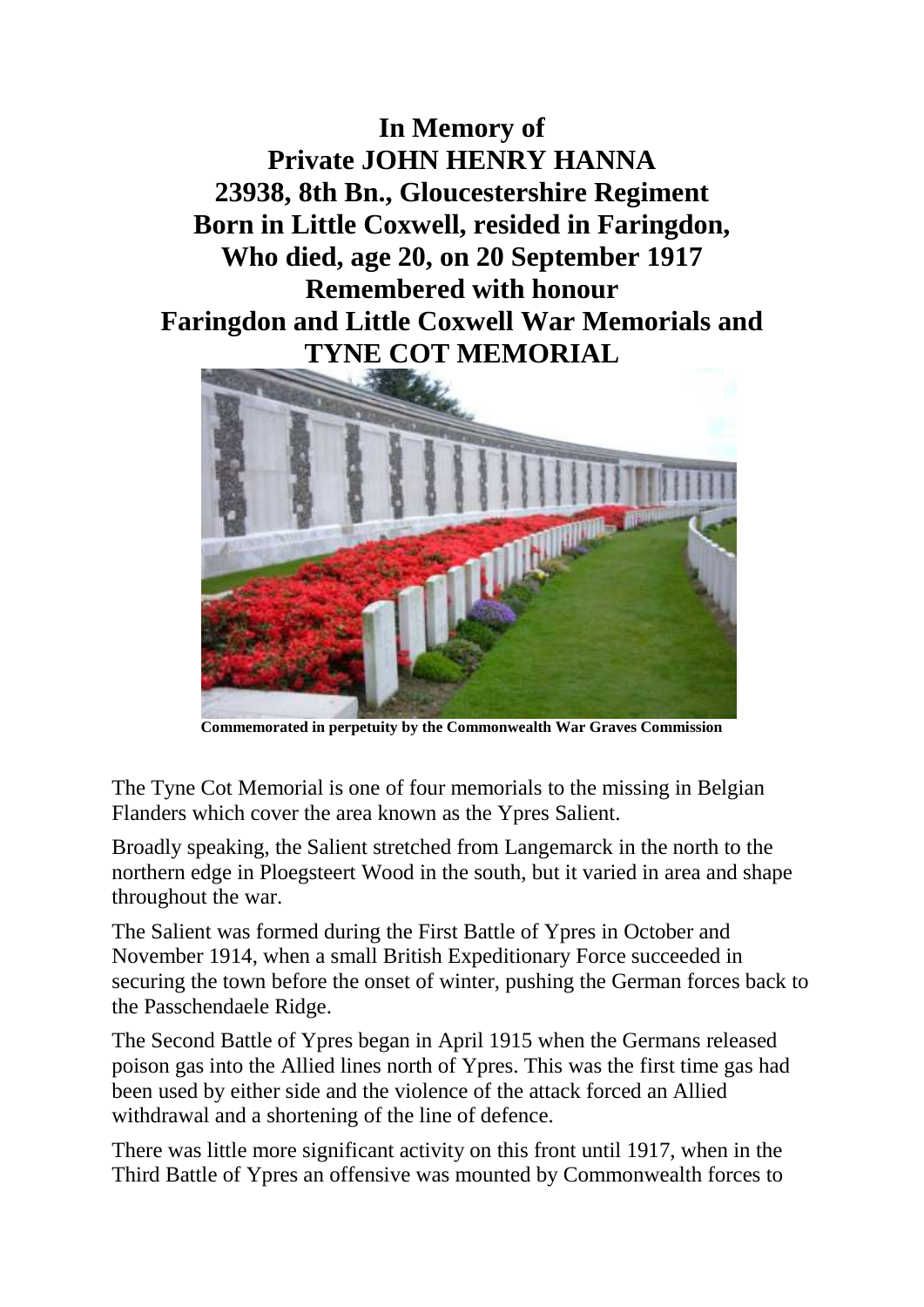# In Memory of Private JOHN HENRY HANNA

**23938, 8th Bn., Gloucestershire Regiment**
**Born in Little Coxwell, resided in Faringdon,**
**Who died, age 20, on 20 September 1917**
**Remembered with honour**
**Faringdon and Little Coxwell War Memorials and**
**TYNE COT MEMORIAL**

**Commemorated in perpetuity by the Commonwealth War Graves Commission**

The Tyne Cot Memorial is one of four memorials to the missing in Belgian Flanders which cover the area known as the Ypres Salient.

Broadly speaking, the Salient stretched from Langemarck in the north to the northern edge in Ploegsteert Wood in the south, but it varied in area and shape throughout the war.

The Salient was formed during the First Battle of Ypres in October and November 1914, when a small British Expeditionary Force succeeded in securing the town before the onset of winter, pushing the German forces back to the Passchendaele Ridge.

The Second Battle of Ypres began in April 1915 when the Germans released poison gas into the Allied lines north of Ypres. This was the first time gas had been used by either side and the violence of the attack forced an Allied withdrawal and a shortening of the line of defence.

There was little more significant activity on this front until 1917, when in the Third Battle of Ypres an offensive was mounted by Commonwealth forces to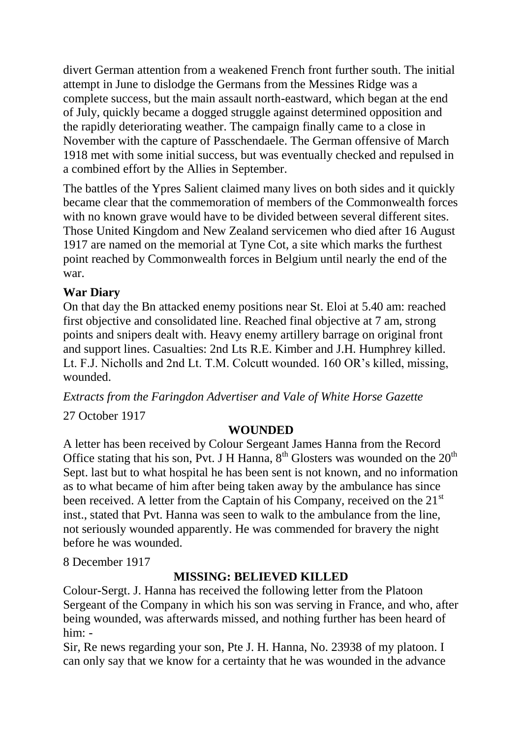divert German attention from a weakened French front further south. The initial attempt in June to dislodge the Germans from the Messines Ridge was a complete success, but the main assault north-eastward, which began at the end of July, quickly became a dogged struggle against determined opposition and the rapidly deteriorating weather. The campaign finally came to a close in November with the capture of Passchendaele. The German offensive of March 1918 met with some initial success, but was eventually checked and repulsed in a combined effort by the Allies in September.

The battles of the Ypres Salient claimed many lives on both sides and it quickly became clear that the commemoration of members of the Commonwealth forces with no known grave would have to be divided between several different sites. Those United Kingdom and New Zealand servicemen who died after 16 August 1917 are named on the memorial at Tyne Cot, a site which marks the furthest point reached by Commonwealth forces in Belgium until nearly the end of the war.

**War Diary**

On that day the Bn attacked enemy positions near St. Eloi at 5.40 am: reached first objective and consolidated line. Reached final objective at 7 am, strong points and snipers dealt with. Heavy enemy artillery barrage on original front and support lines. Casualties: 2nd Lts R.E. Kimber and J.H. Humphrey killed. Lt. F.J. Nicholls and 2nd Lt. T.M. Colcutt wounded. 160 OR's killed, missing, wounded.

*Extracts from the Faringdon Advertiser and Vale of White Horse Gazette*

27 October 1917

**WOUNDED**

A letter has been received by Colour Sergeant James Hanna from the Record Office stating that his son, Pvt. J H Hanna, 8th Glosters was wounded on the 20th Sept. last but to what hospital he has been sent is not known, and no information as to what became of him after being taken away by the ambulance has since been received. A letter from the Captain of his Company, received on the 21st inst., stated that Pvt. Hanna was seen to walk to the ambulance from the line, not seriously wounded apparently. He was commended for bravery the night before he was wounded.

8 December 1917

**MISSING: BELIEVED KILLED**

Colour-Sergt. J. Hanna has received the following letter from the Platoon Sergeant of the Company in which his son was serving in France, and who, after being wounded, was afterwards missed, and nothing further has been heard of him: -

Sir, Re news regarding your son, Pte J. H. Hanna, No. 23938 of my platoon. I can only say that we know for a certainty that he was wounded in the advance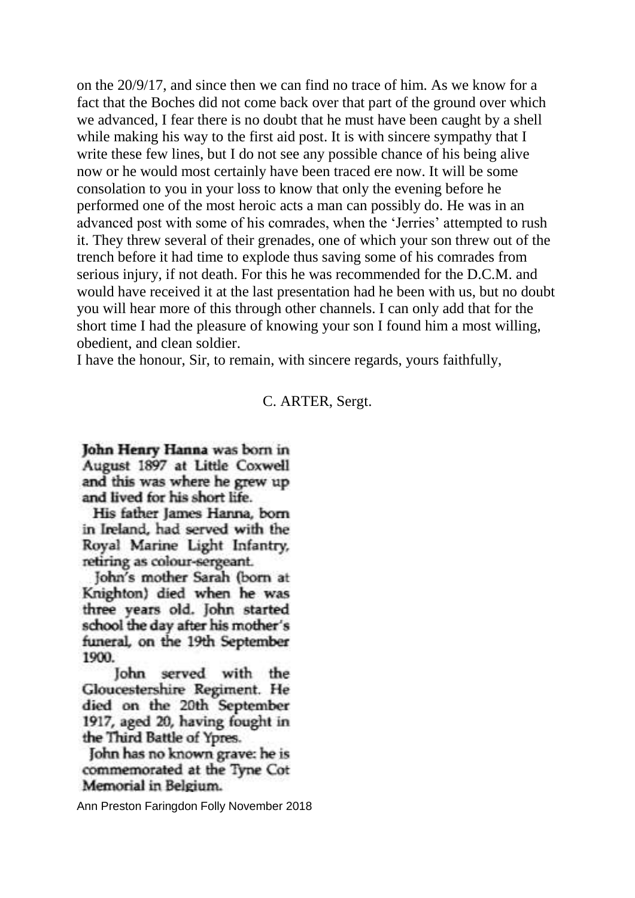on the 20/9/17, and since then we can find no trace of him. As we know for a fact that the Boches did not come back over that part of the ground over which we advanced, I fear there is no doubt that he must have been caught by a shell while making his way to the first aid post. It is with sincere sympathy that I write these few lines, but I do not see any possible chance of his being alive now or he would most certainly have been traced ere now. It will be some consolation to you in your loss to know that only the evening before he performed one of the most heroic acts a man can possibly do. He was in an advanced post with some of his comrades, when the 'Jerries' attempted to rush it. They threw several of their grenades, one of which your son threw out of the trench before it had time to explode thus saving some of his comrades from serious injury, if not death. For this he was recommended for the D.C.M. and would have received it at the last presentation had he been with us, but no doubt you will hear more of this through other channels. I can only add that for the short time I had the pleasure of knowing your son I found him a most willing, obedient, and clean soldier.

I have the honour, Sir, to remain, with sincere regards, yours faithfully,

C. ARTER, Sergt.

**John Henry Hanna** was born in August 1897 at Little Coxwell and this was where he grew up and lived for his short life.

His father James Hanna, born in Ireland, had served with the Royal Marine Light Infantry, retiring as colour-sergeant.

John's mother Sarah (born at Knighton) died when he was three years old. John started school the day after his mother's funeral, on the 19th September 1900.

John served with the Gloucestershire Regiment. He died on the 20th September 1917, aged 20, having fought in the Third Battle of Ypres.

John has no known grave: he is commemorated at the Tyne Cot Memorial in Belgium.

Ann Preston Faringdon Folly November 2018